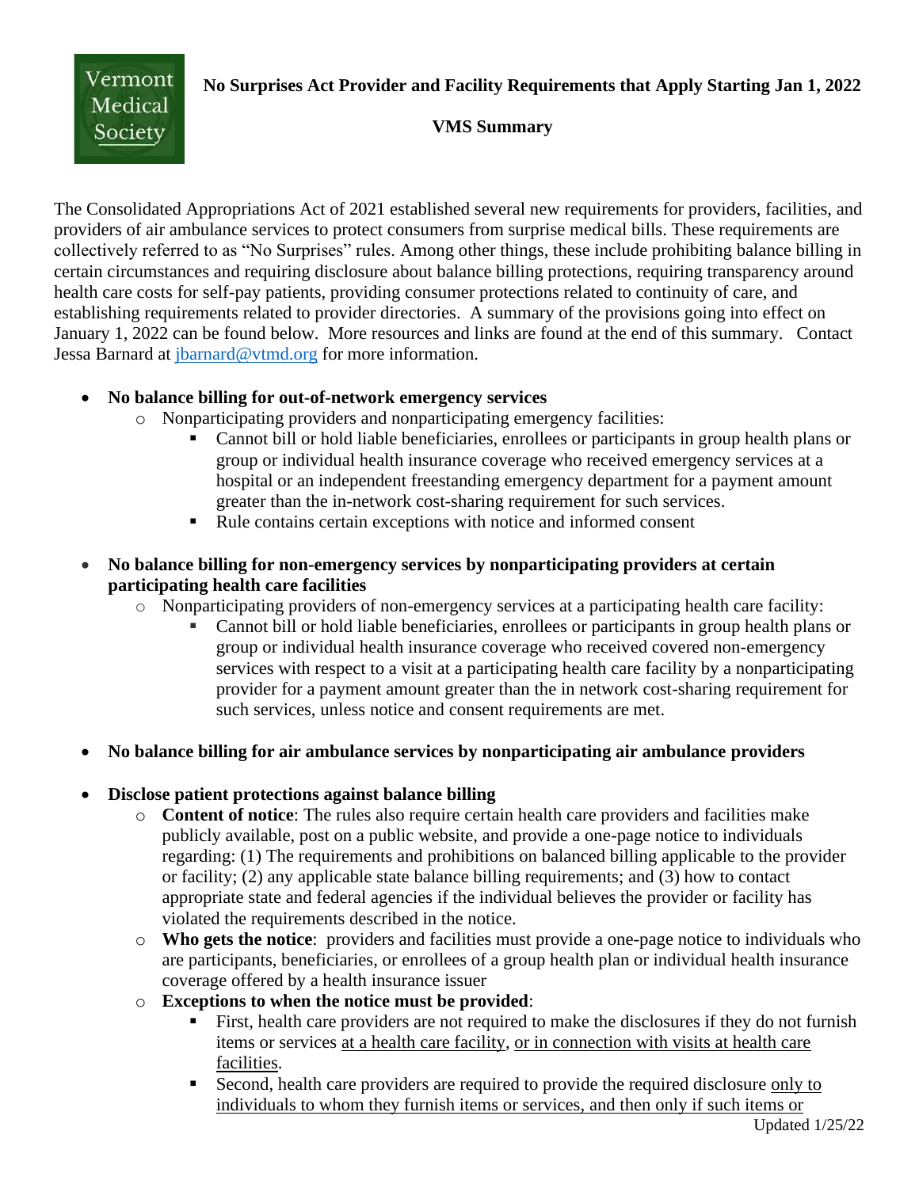Vermont Medical Society

# No Surprises Act Provider and Facility Requirements that Apply Starting Jan 1, 2022

## VMS Summary

The Consolidated Appropriations Act of 2021 established several new requirements for providers, facilities, and providers of air ambulance services to protect consumers from surprise medical bills. These requirements are collectively referred to as "No Surprises" rules. Among other things, these include prohibiting balance billing in certain circumstances and requiring disclosure about balance billing protections, requiring transparency around health care costs for self-pay patients, providing consumer protections related to continuity of care, and establishing requirements related to provider directories. A summary of the provisions going into effect on January 1, 2022 can be found below. More resources and links are found at the end of this summary. Contact Jessa Barnard at jbarnard@vtmd.org for more information.

- **No balance billing for out-of-network emergency services**
  - Nonparticipating providers and nonparticipating emergency facilities:
    - Cannot bill or hold liable beneficiaries, enrollees or participants in group health plans or group or individual health insurance coverage who received emergency services at a hospital or an independent freestanding emergency department for a payment amount greater than the in-network cost-sharing requirement for such services.
    - Rule contains certain exceptions with notice and informed consent

- **No balance billing for non-emergency services by nonparticipating providers at certain participating health care facilities**
  - Nonparticipating providers of non-emergency services at a participating health care facility:
    - Cannot bill or hold liable beneficiaries, enrollees or participants in group health plans or group or individual health insurance coverage who received covered non-emergency services with respect to a visit at a participating health care facility by a nonparticipating provider for a payment amount greater than the in network cost-sharing requirement for such services, unless notice and consent requirements are met.

- **No balance billing for air ambulance services by nonparticipating air ambulance providers**

- **Disclose patient protections against balance billing**
  - **Content of notice**: The rules also require certain health care providers and facilities make publicly available, post on a public website, and provide a one-page notice to individuals regarding: (1) The requirements and prohibitions on balanced billing applicable to the provider or facility; (2) any applicable state balance billing requirements; and (3) how to contact appropriate state and federal agencies if the individual believes the provider or facility has violated the requirements described in the notice.
  - **Who gets the notice**: providers and facilities must provide a one-page notice to individuals who are participants, beneficiaries, or enrollees of a group health plan or individual health insurance coverage offered by a health insurance issuer
  - **Exceptions to when the notice must be provided**:
    - First, health care providers are not required to make the disclosures if they do not furnish items or services <u>at a health care facility</u>, <u>or in connection with visits at health care facilities</u>.
    - Second, health care providers are required to provide the required disclosure <u>only to individuals to whom they furnish items or services, and then only if such items or</u>

Updated 1/25/22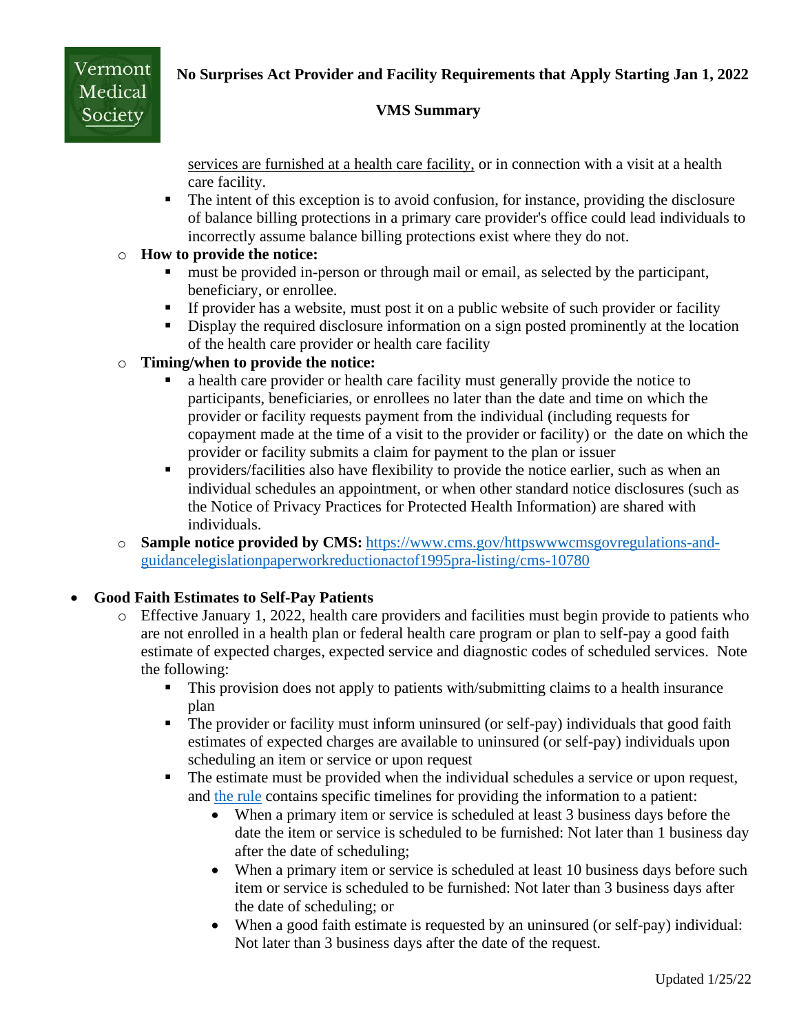services are furnished at a health care facility, or in connection with a visit at a health care facility.

    - The intent of this exception is to avoid confusion, for instance, providing the disclosure of balance billing protections in a primary care provider's office could lead individuals to incorrectly assume balance billing protections exist where they do not.

  - **How to provide the notice:**
    - must be provided in-person or through mail or email, as selected by the participant, beneficiary, or enrollee.
    - If provider has a website, must post it on a public website of such provider or facility
    - Display the required disclosure information on a sign posted prominently at the location of the health care provider or health care facility
  - **Timing/when to provide the notice:**
    - a health care provider or health care facility must generally provide the notice to participants, beneficiaries, or enrollees no later than the date and time on which the provider or facility requests payment from the individual (including requests for copayment made at the time of a visit to the provider or facility) or the date on which the provider or facility submits a claim for payment to the plan or issuer
    - providers/facilities also have flexibility to provide the notice earlier, such as when an individual schedules an appointment, or when other standard notice disclosures (such as the Notice of Privacy Practices for Protected Health Information) are shared with individuals.
  - **Sample notice provided by CMS:** [https://www.cms.gov/httpswwwcmsgovregulations-and-guidancelegislationpaperworkreductionactof1995pra-listing/cms-10780](https://www.cms.gov/httpswwwcmsgovregulations-and-guidancelegislationpaperworkreductionactof1995pra-listing/cms-10780)

- **Good Faith Estimates to Self-Pay Patients**
  - Effective January 1, 2022, health care providers and facilities must begin provide to patients who are not enrolled in a health plan or federal health care program or plan to self-pay a good faith estimate of expected charges, expected service and diagnostic codes of scheduled services. Note the following:
    - This provision does not apply to patients with/submitting claims to a health insurance plan
    - The provider or facility must inform uninsured (or self-pay) individuals that good faith estimates of expected charges are available to uninsured (or self-pay) individuals upon scheduling an item or service or upon request
    - The estimate must be provided when the individual schedules a service or upon request, and the rule contains specific timelines for providing the information to a patient:
      - When a primary item or service is scheduled at least 3 business days before the date the item or service is scheduled to be furnished: Not later than 1 business day after the date of scheduling;
      - When a primary item or service is scheduled at least 10 business days before such item or service is scheduled to be furnished: Not later than 3 business days after the date of scheduling; or
      - When a good faith estimate is requested by an uninsured (or self-pay) individual: Not later than 3 business days after the date of the request.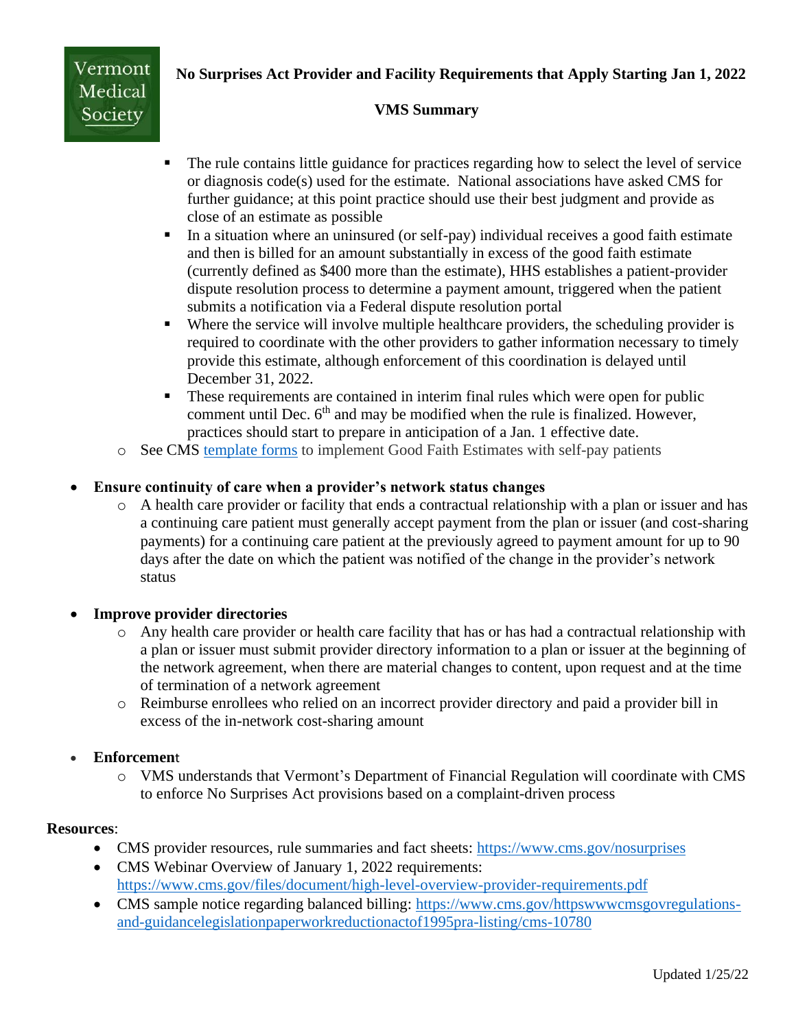**No Surprises Act Provider and Facility Requirements that Apply Starting Jan 1, 2022**

**VMS Summary**

    - The rule contains little guidance for practices regarding how to select the level of service or diagnosis code(s) used for the estimate. National associations have asked CMS for further guidance; at this point practice should use their best judgment and provide as close of an estimate as possible
    - In a situation where an uninsured (or self-pay) individual receives a good faith estimate and then is billed for an amount substantially in excess of the good faith estimate (currently defined as $400 more than the estimate), HHS establishes a patient-provider dispute resolution process to determine a payment amount, triggered when the patient submits a notification via a Federal dispute resolution portal
    - Where the service will involve multiple healthcare providers, the scheduling provider is required to coordinate with the other providers to gather information necessary to timely provide this estimate, although enforcement of this coordination is delayed until December 31, 2022.
    - These requirements are contained in interim final rules which were open for public comment until Dec. 6th and may be modified when the rule is finalized. However, practices should start to prepare in anticipation of a Jan. 1 effective date.
  - See CMS template forms to implement Good Faith Estimates with self-pay patients

- **Ensure continuity of care when a provider's network status changes**
  - A health care provider or facility that ends a contractual relationship with a plan or issuer and has a continuing care patient must generally accept payment from the plan or issuer (and cost-sharing payments) for a continuing care patient at the previously agreed to payment amount for up to 90 days after the date on which the patient was notified of the change in the provider's network status

- **Improve provider directories**
  - Any health care provider or health care facility that has or has had a contractual relationship with a plan or issuer must submit provider directory information to a plan or issuer at the beginning of the network agreement, when there are material changes to content, upon request and at the time of termination of a network agreement
  - Reimburse enrollees who relied on an incorrect provider directory and paid a provider bill in excess of the in-network cost-sharing amount

- **Enforcement**
  - VMS understands that Vermont's Department of Financial Regulation will coordinate with CMS to enforce No Surprises Act provisions based on a complaint-driven process

**Resources**:

- CMS provider resources, rule summaries and fact sheets: https://www.cms.gov/nosurprises
- CMS Webinar Overview of January 1, 2022 requirements: https://www.cms.gov/files/document/high-level-overview-provider-requirements.pdf
- CMS sample notice regarding balanced billing: https://www.cms.gov/httpswwwcmsgovregulations-and-guidancelegislationpaperworkreductionactof1995pra-listing/cms-10780

Updated 1/25/22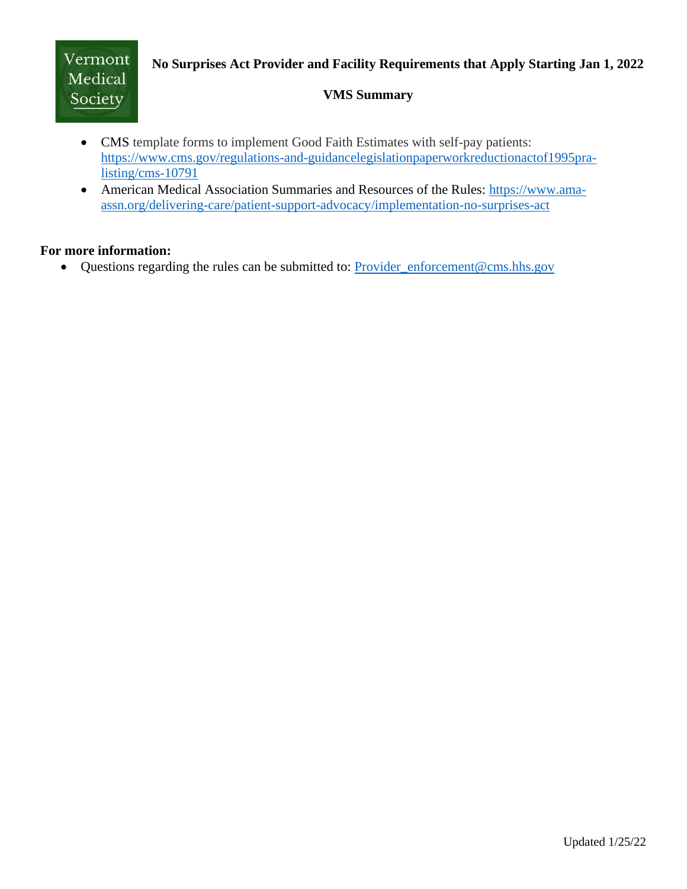- CMS template forms to implement Good Faith Estimates with self-pay patients: https://www.cms.gov/regulations-and-guidancelegislationpaperworkreductionactof1995pra-listing/cms-10791
- American Medical Association Summaries and Resources of the Rules: https://www.ama-assn.org/delivering-care/patient-support-advocacy/implementation-no-surprises-act

**For more information:**

- Questions regarding the rules can be submitted to: Provider_enforcement@cms.hhs.gov

Updated 1/25/22